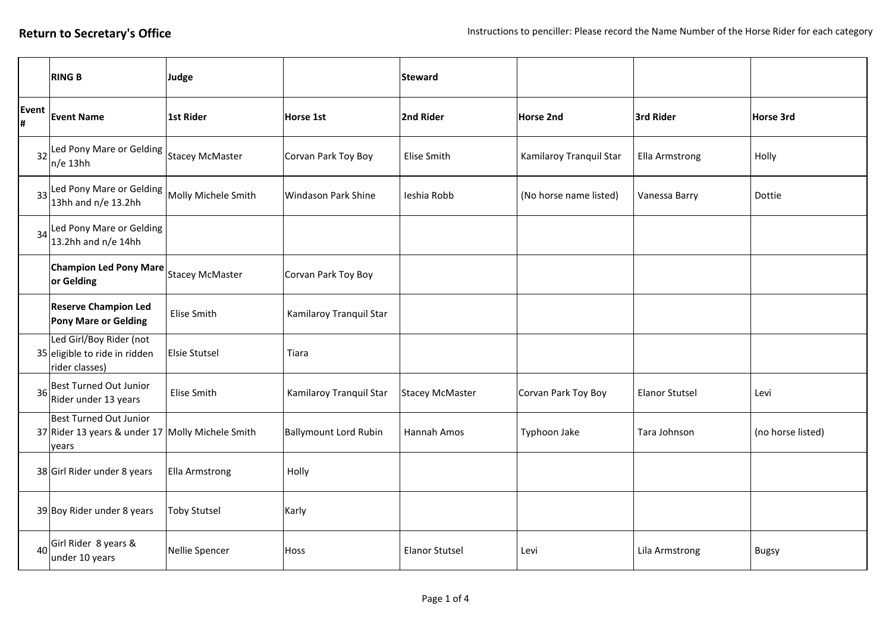**Return to Secretary's Office**

Instructions to penciller: Please record the Name Number of the Horse Rider for each category

| | RING B | Judge | | Steward | | | |
|---|---|---|---|---|---|---|---|
| **Event #** | **Event Name** | **1st Rider** | **Horse 1st** | **2nd Rider** | **Horse 2nd** | **3rd Rider** | **Horse 3rd** |
| 32 | Led Pony Mare or Gelding n/e 13hh | Stacey McMaster | Corvan Park Toy Boy | Elise Smith | Kamilaroy Tranquil Star | Ella Armstrong | Holly |
| 33 | Led Pony Mare or Gelding 13hh and n/e 13.2hh | Molly Michele Smith | Windason Park Shine | Ieshia Robb | (No horse name listed) | Vanessa Barry | Dottie |
| 34 | Led Pony Mare or Gelding 13.2hh and n/e 14hh | | | | | | |
| | **Champion Led Pony Mare or Gelding** | Stacey McMaster | Corvan Park Toy Boy | | | | |
| | **Reserve Champion Led Pony Mare or Gelding** | Elise Smith | Kamilaroy Tranquil Star | | | | |
| 35 | Led Girl/Boy Rider (not eligible to ride in ridden rider classes) | Elsie Stutsel | Tiara | | | | |
| 36 | Best Turned Out Junior Rider under 13 years | Elise Smith | Kamilaroy Tranquil Star | Stacey McMaster | Corvan Park Toy Boy | Elanor Stutsel | Levi |
| 37 | Best Turned Out Junior Rider 13 years & under 17 years | Molly Michele Smith | Ballymount Lord Rubin | Hannah Amos | Typhoon Jake | Tara Johnson | (no horse listed) |
| 38 | Girl Rider under 8 years | Ella Armstrong | Holly | | | | |
| 39 | Boy Rider under 8 years | Toby Stutsel | Karly | | | | |
| 40 | Girl Rider 8 years & under 10 years | Nellie Spencer | Hoss | Elanor Stutsel | Levi | Lila Armstrong | Bugsy |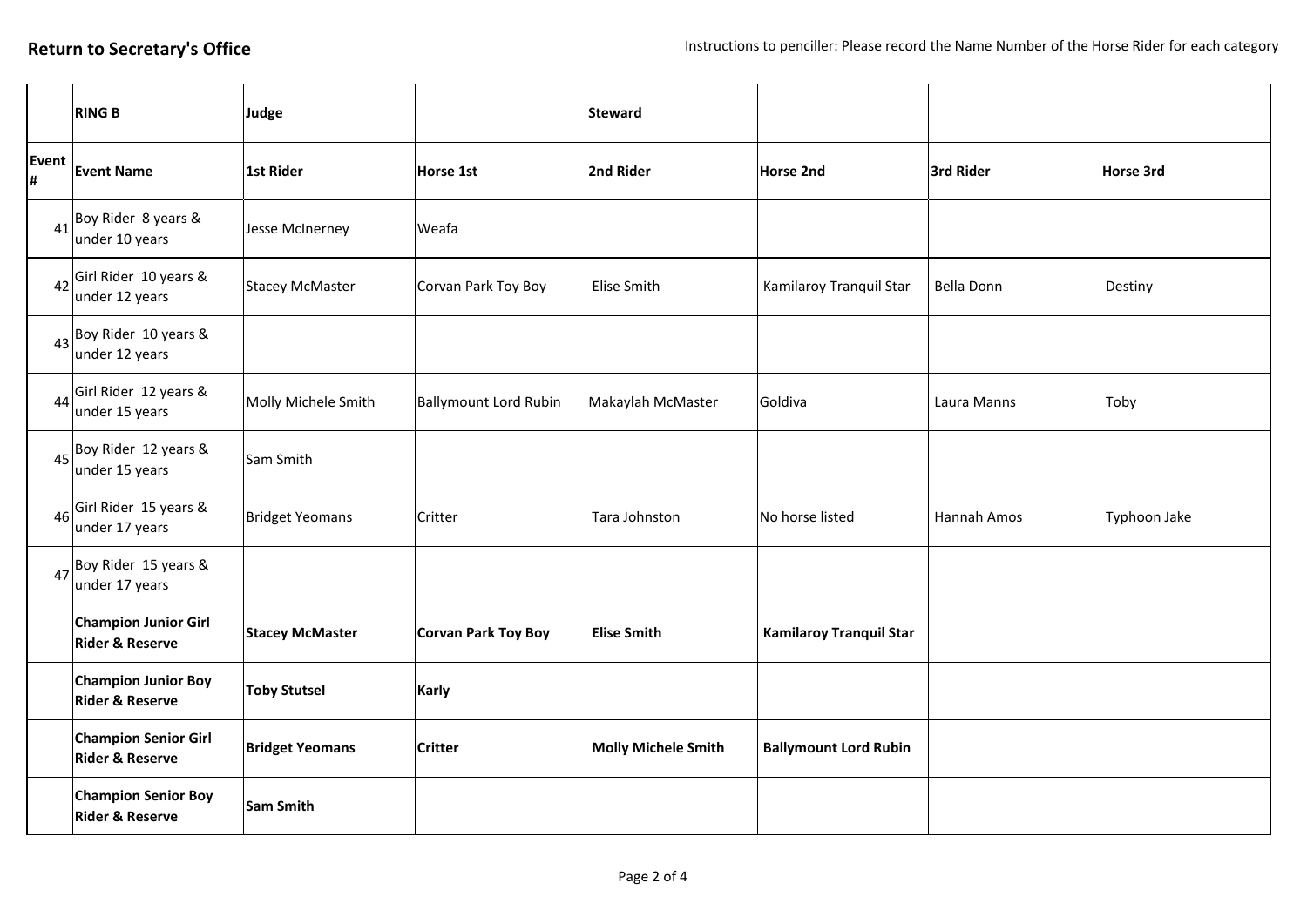**Return to Secretary's Office**

Instructions to penciller: Please record the Name Number of the Horse Rider for each category

| | RING B | Judge | | Steward | | | |
|---|---|---|---|---|---|---|---|
| **Event #** | **Event Name** | **1st Rider** | **Horse 1st** | **2nd Rider** | **Horse 2nd** | **3rd Rider** | **Horse 3rd** |
| 41 | Boy Rider 8 years & under 10 years | Jesse McInerney | Weafa | | | | |
| 42 | Girl Rider 10 years & under 12 years | Stacey McMaster | Corvan Park Toy Boy | Elise Smith | Kamilaroy Tranquil Star | Bella Donn | Destiny |
| 43 | Boy Rider 10 years & under 12 years | | | | | | |
| 44 | Girl Rider 12 years & under 15 years | Molly Michele Smith | Ballymount Lord Rubin | Makaylah McMaster | Goldiva | Laura Manns | Toby |
| 45 | Boy Rider 12 years & under 15 years | Sam Smith | | | | | |
| 46 | Girl Rider 15 years & under 17 years | Bridget Yeomans | Critter | Tara Johnston | No horse listed | Hannah Amos | Typhoon Jake |
| 47 | Boy Rider 15 years & under 17 years | | | | | | |
| | **Champion Junior Girl Rider & Reserve** | **Stacey McMaster** | **Corvan Park Toy Boy** | **Elise Smith** | **Kamilaroy Tranquil Star** | | |
| | **Champion Junior Boy Rider & Reserve** | **Toby Stutsel** | **Karly** | | | | |
| | **Champion Senior Girl Rider & Reserve** | **Bridget Yeomans** | **Critter** | **Molly Michele Smith** | **Ballymount Lord Rubin** | | |
| | **Champion Senior Boy Rider & Reserve** | **Sam Smith** | | | | | |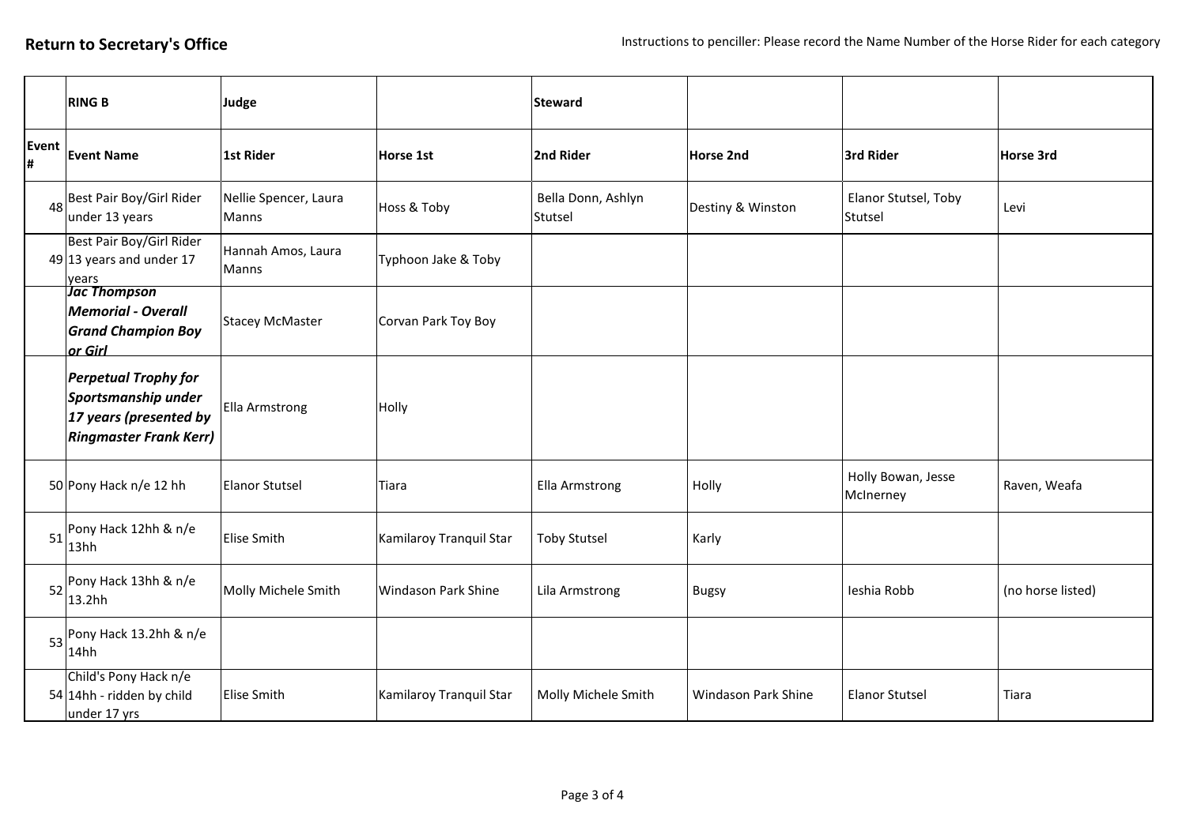**Return to Secretary's Office**

Instructions to penciller: Please record the Name Number of the Horse Rider for each category

| | RING B | Judge | | Steward | | | |
|---|---|---|---|---|---|---|---|
| **Event #** | **Event Name** | **1st Rider** | **Horse 1st** | **2nd Rider** | **Horse 2nd** | **3rd Rider** | **Horse 3rd** |
| 48 | Best Pair Boy/Girl Rider under 13 years | Nellie Spencer, Laura Manns | Hoss & Toby | Bella Donn, Ashlyn Stutsel | Destiny & Winston | Elanor Stutsel, Toby Stutsel | Levi |
| 49 | Best Pair Boy/Girl Rider 13 years and under 17 years | Hannah Amos, Laura Manns | Typhoon Jake & Toby | | | | |
| | ***Jac Thompson Memorial - Overall Grand Champion Boy or Girl*** | Stacey McMaster | Corvan Park Toy Boy | | | | |
| | ***Perpetual Trophy for Sportsmanship under 17 years (presented by Ringmaster Frank Kerr)*** | Ella Armstrong | Holly | | | | |
| 50 | Pony Hack n/e 12 hh | Elanor Stutsel | Tiara | Ella Armstrong | Holly | Holly Bowan, Jesse McInerney | Raven, Weafa |
| 51 | Pony Hack 12hh & n/e 13hh | Elise Smith | Kamilaroy Tranquil Star | Toby Stutsel | Karly | | |
| 52 | Pony Hack 13hh & n/e 13.2hh | Molly Michele Smith | Windason Park Shine | Lila Armstrong | Bugsy | Ieshia Robb | (no horse listed) |
| 53 | Pony Hack 13.2hh & n/e 14hh | | | | | | |
| 54 | Child's Pony Hack n/e 14hh - ridden by child under 17 yrs | Elise Smith | Kamilaroy Tranquil Star | Molly Michele Smith | Windason Park Shine | Elanor Stutsel | Tiara |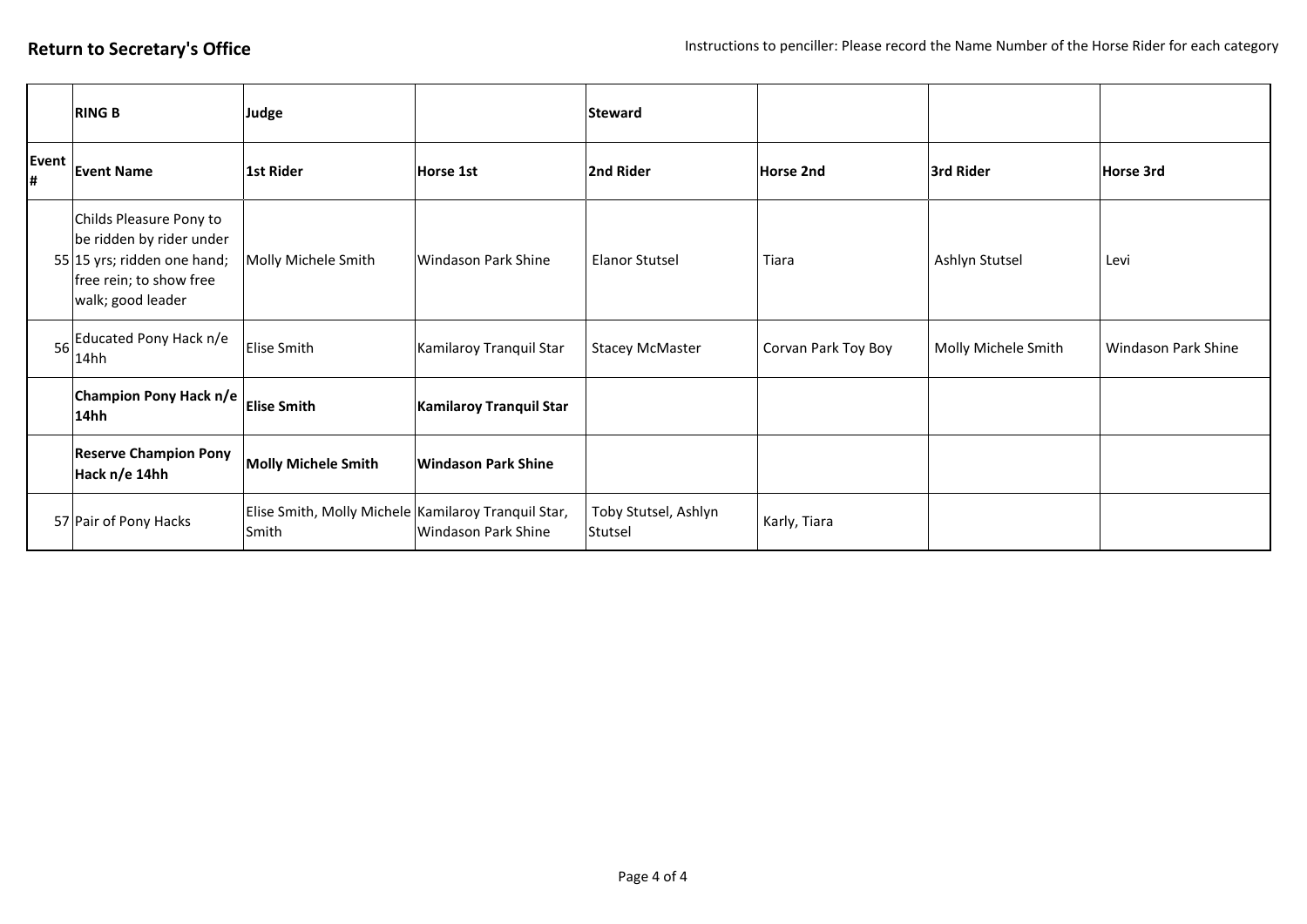**Return to Secretary's Office**

Instructions to penciller: Please record the Name Number of the Horse Rider for each category

| | RING B | Judge | | Steward | | | |
|---|---|---|---|---|---|---|---|
| **Event #** | **Event Name** | **1st Rider** | **Horse 1st** | **2nd Rider** | **Horse 2nd** | **3rd Rider** | **Horse 3rd** |
| 55 | Childs Pleasure Pony to be ridden by rider under 15 yrs; ridden one hand; free rein; to show free walk; good leader | Molly Michele Smith | Windason Park Shine | Elanor Stutsel | Tiara | Ashlyn Stutsel | Levi |
| 56 | Educated Pony Hack n/e 14hh | Elise Smith | Kamilaroy Tranquil Star | Stacey McMaster | Corvan Park Toy Boy | Molly Michele Smith | Windason Park Shine |
| | **Champion Pony Hack n/e 14hh** | **Elise Smith** | **Kamilaroy Tranquil Star** | | | | |
| | **Reserve Champion Pony Hack n/e 14hh** | **Molly Michele Smith** | **Windason Park Shine** | | | | |
| 57 | Pair of Pony Hacks | Elise Smith, Molly Michele Smith | Kamilaroy Tranquil Star, Windason Park Shine | Toby Stutsel, Ashlyn Stutsel | Karly, Tiara | | |